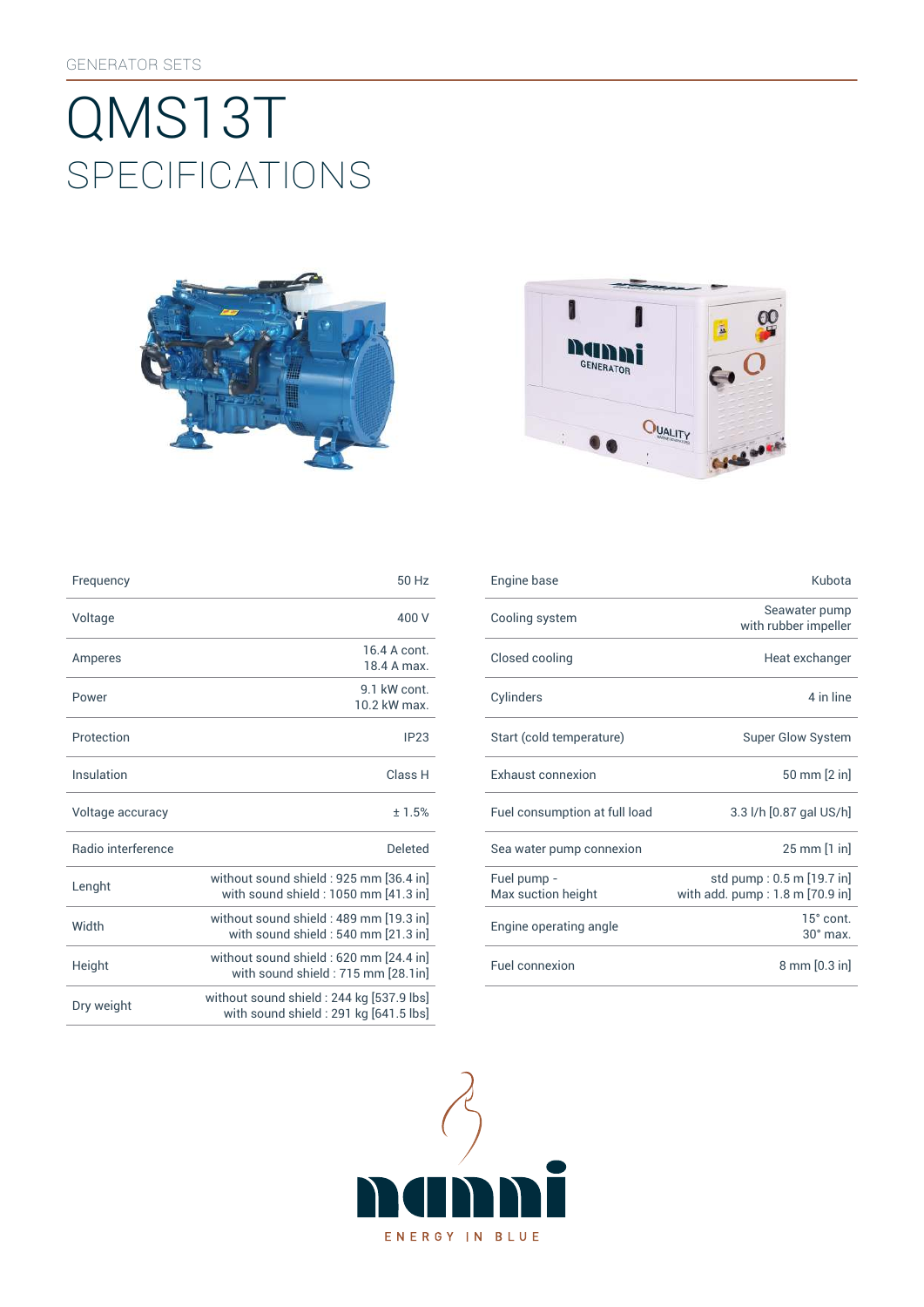GENERATOR SETS

# QMS13T
## SPECIFICATIONS

| | |
|---|---|
| Frequency | 50 Hz |
| Voltage | 400 V |
| Amperes | 16.4 A cont.<br>18.4 A max. |
| Power | 9.1 kW cont.<br>10.2 kW max. |
| Protection | IP23 |
| Insulation | Class H |
| Voltage accuracy | ± 1.5% |
| Radio interference | Deleted |
| Lenght | without sound shield : 925 mm [36.4 in]<br>with sound shield : 1050 mm [41.3 in] |
| Width | without sound shield : 489 mm [19.3 in]<br>with sound shield : 540 mm [21.3 in] |
| Height | without sound shield : 620 mm [24.4 in]<br>with sound shield : 715 mm [28.1in] |
| Dry weight | without sound shield : 244 kg [537.9 lbs]<br>with sound shield : 291 kg [641.5 lbs] |

| | |
|---|---|
| Engine base | Kubota |
| Cooling system | Seawater pump<br>with rubber impeller |
| Closed cooling | Heat exchanger |
| Cylinders | 4 in line |
| Start (cold temperature) | Super Glow System |
| Exhaust connexion | 50 mm [2 in] |
| Fuel consumption at full load | 3.3 l/h [0.87 gal US/h] |
| Sea water pump connexion | 25 mm [1 in] |
| Fuel pump -<br>Max suction height | std pump : 0.5 m [19.7 in]<br>with add. pump : 1.8 m [70.9 in] |
| Engine operating angle | 15° cont.<br>30° max. |
| Fuel connexion | 8 mm [0.3 in] |

nanni

ENERGY IN BLUE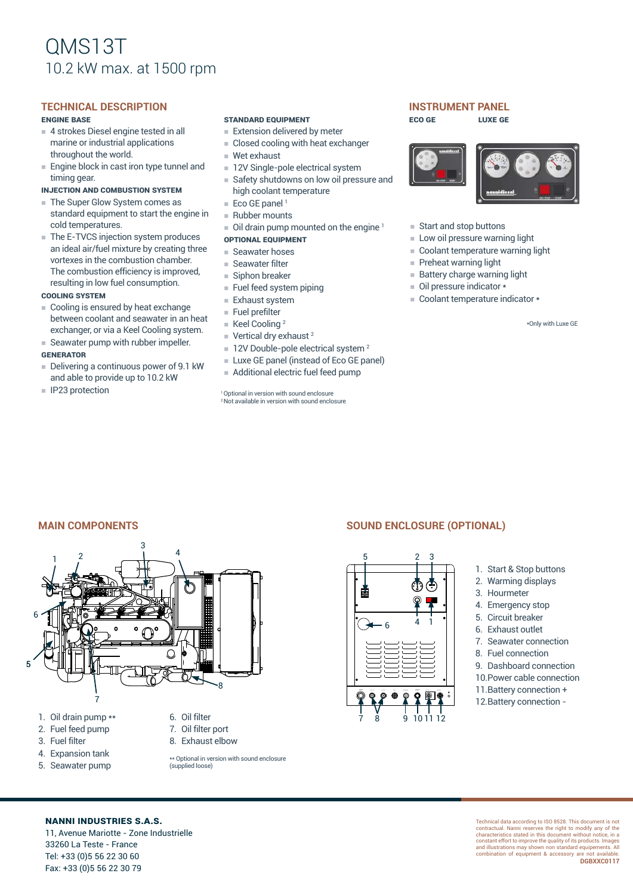# QMS13T

10.2 kW max. at 1500 rpm

## TECHNICAL DESCRIPTION

### ENGINE BASE

- 4 strokes Diesel engine tested in all marine or industrial applications throughout the world.
- Engine block in cast iron type tunnel and timing gear.

### INJECTION AND COMBUSTION SYSTEM

- The Super Glow System comes as standard equipment to start the engine in cold temperatures.
- The E-TVCS injection system produces an ideal air/fuel mixture by creating three vortexes in the combustion chamber. The combustion efficiency is improved, resulting in low fuel consumption.

### COOLING SYSTEM

- Cooling is ensured by heat exchange between coolant and seawater in an heat exchanger, or via a Keel Cooling system.
- Seawater pump with rubber impeller.

### GENERATOR

- Delivering a continuous power of 9.1 kW and able to provide up to 10.2 kW
- IP23 protection

### STANDARD EQUIPMENT

- Extension delivered by meter
- Closed cooling with heat exchanger
- Wet exhaust
- 12V Single-pole electrical system
- Safety shutdowns on low oil pressure and high coolant temperature
- Eco GE panel [1]
- Rubber mounts
- Oil drain pump mounted on the engine [1]

### OPTIONAL EQUIPMENT

- Seawater hoses
- Seawater filter
- Siphon breaker
- Fuel feed system piping
- Exhaust system
- Fuel prefilter
- Keel Cooling [2]
- Vertical dry exhaust [2]
- 12V Double-pole electrical system [2]
- Luxe GE panel (instead of Eco GE panel)
- Additional electric fuel feed pump

[1] Optional in version with sound enclosure
[2] Not available in version with sound enclosure

## INSTRUMENT PANEL

**ECO GE** **LUXE GE**

- Start and stop buttons
- Low oil pressure warning light
- Coolant temperature warning light
- Preheat warning light
- Battery charge warning light
- Oil pressure indicator *
- Coolant temperature indicator *

*Only with Luxe GE

## MAIN COMPONENTS

1. Oil drain pump **
2. Fuel feed pump
3. Fuel filter
4. Expansion tank
5. Seawater pump
6. Oil filter
7. Oil filter port
8. Exhaust elbow

** Optional in version with sound enclosure (supplied loose)

## SOUND ENCLOSURE (OPTIONAL)

1. Start & Stop buttons
2. Warming displays
3. Hourmeter
4. Emergency stop
5. Circuit breaker
6. Exhaust outlet
7. Seawater connection
8. Fuel connection
9. Dashboard connection
10. Power cable connection
11. Battery connection +
12. Battery connection -

**NANNI INDUSTRIES S.A.S.**
11, Avenue Mariotte - Zone Industrielle
33260 La Teste - France
Tel: +33 (0)5 56 22 30 60
Fax: +33 (0)5 56 22 30 79

Technical data according to ISO 8528. This document is not contractual. Nanni reserves the right to modify any of the characteristics stated in this document without notice, in a constant effort to improve the quality of its products. Images and illustrations may shown non standard equipements. All combination of equipment & accessory are not available.
DGBXXC0117